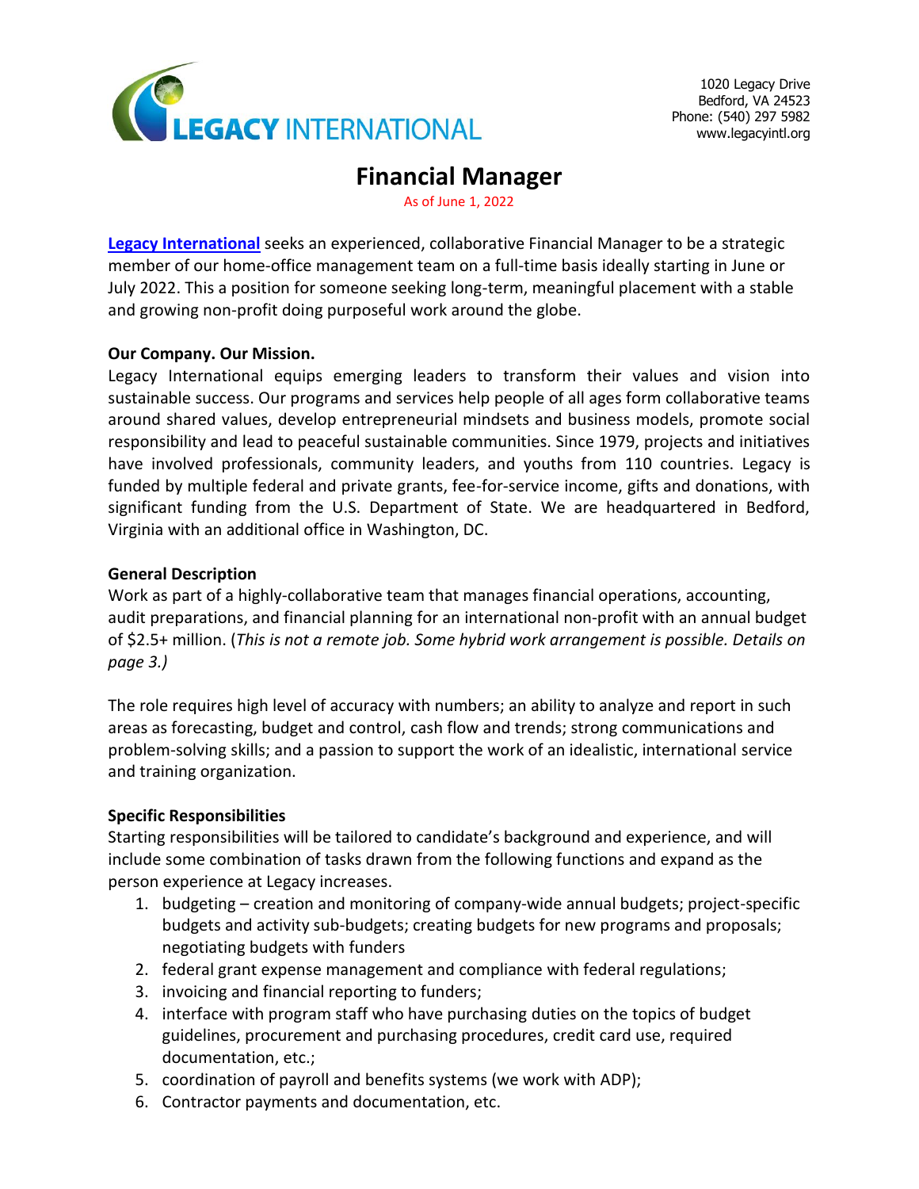LEGACY INTERNATIONAL

1020 Legacy Drive
Bedford, VA 24523
Phone: (540) 297 5982
www.legacyintl.org

# Financial Manager

As of June 1, 2022

**Legacy International** seeks an experienced, collaborative Financial Manager to be a strategic member of our home-office management team on a full-time basis ideally starting in June or July 2022. This a position for someone seeking long-term, meaningful placement with a stable and growing non-profit doing purposeful work around the globe.

**Our Company. Our Mission.**

Legacy International equips emerging leaders to transform their values and vision into sustainable success. Our programs and services help people of all ages form collaborative teams around shared values, develop entrepreneurial mindsets and business models, promote social responsibility and lead to peaceful sustainable communities. Since 1979, projects and initiatives have involved professionals, community leaders, and youths from 110 countries. Legacy is funded by multiple federal and private grants, fee-for-service income, gifts and donations, with significant funding from the U.S. Department of State. We are headquartered in Bedford, Virginia with an additional office in Washington, DC.

**General Description**

Work as part of a highly-collaborative team that manages financial operations, accounting, audit preparations, and financial planning for an international non-profit with an annual budget of $2.5+ million. (*This is not a remote job. Some hybrid work arrangement is possible. Details on page 3.)*

The role requires high level of accuracy with numbers; an ability to analyze and report in such areas as forecasting, budget and control, cash flow and trends; strong communications and problem-solving skills; and a passion to support the work of an idealistic, international service and training organization.

**Specific Responsibilities**

Starting responsibilities will be tailored to candidate's background and experience, and will include some combination of tasks drawn from the following functions and expand as the person experience at Legacy increases.

1. budgeting – creation and monitoring of company-wide annual budgets; project-specific budgets and activity sub-budgets; creating budgets for new programs and proposals; negotiating budgets with funders
2. federal grant expense management and compliance with federal regulations;
3. invoicing and financial reporting to funders;
4. interface with program staff who have purchasing duties on the topics of budget guidelines, procurement and purchasing procedures, credit card use, required documentation, etc.;
5. coordination of payroll and benefits systems (we work with ADP);
6. Contractor payments and documentation, etc.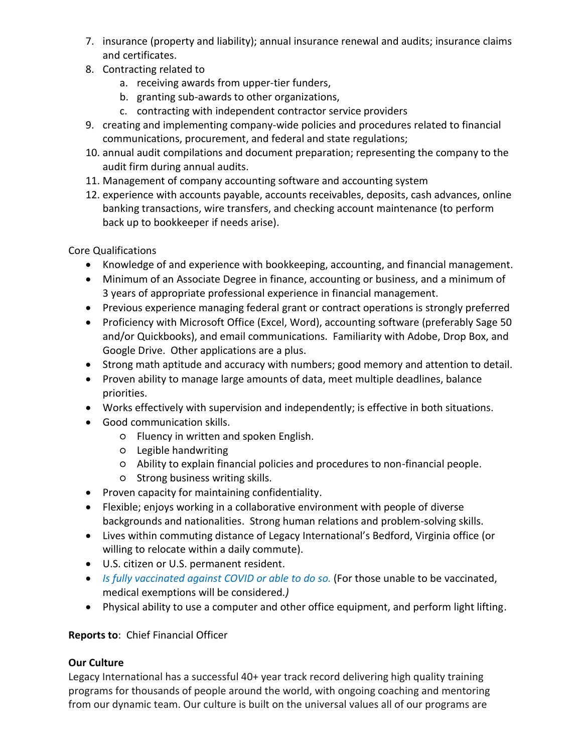7. insurance (property and liability); annual insurance renewal and audits; insurance claims and certificates.
8. Contracting related to
    a. receiving awards from upper-tier funders,
    b. granting sub-awards to other organizations,
    c. contracting with independent contractor service providers
9. creating and implementing company-wide policies and procedures related to financial communications, procurement, and federal and state regulations;
10. annual audit compilations and document preparation; representing the company to the audit firm during annual audits.
11. Management of company accounting software and accounting system
12. experience with accounts payable, accounts receivables, deposits, cash advances, online banking transactions, wire transfers, and checking account maintenance (to perform back up to bookkeeper if needs arise).

Core Qualifications

- Knowledge of and experience with bookkeeping, accounting, and financial management.
- Minimum of an Associate Degree in finance, accounting or business, and a minimum of 3 years of appropriate professional experience in financial management.
- Previous experience managing federal grant or contract operations is strongly preferred
- Proficiency with Microsoft Office (Excel, Word), accounting software (preferably Sage 50 and/or Quickbooks), and email communications. Familiarity with Adobe, Drop Box, and Google Drive. Other applications are a plus.
- Strong math aptitude and accuracy with numbers; good memory and attention to detail.
- Proven ability to manage large amounts of data, meet multiple deadlines, balance priorities.
- Works effectively with supervision and independently; is effective in both situations.
- Good communication skills.
    - Fluency in written and spoken English.
    - Legible handwriting
    - Ability to explain financial policies and procedures to non-financial people.
    - Strong business writing skills.
- Proven capacity for maintaining confidentiality.
- Flexible; enjoys working in a collaborative environment with people of diverse backgrounds and nationalities. Strong human relations and problem-solving skills.
- Lives within commuting distance of Legacy International's Bedford, Virginia office (or willing to relocate within a daily commute).
- U.S. citizen or U.S. permanent resident.
- *Is fully vaccinated against COVID or able to do so.* (For those unable to be vaccinated, medical exemptions will be considered.*)*
- Physical ability to use a computer and other office equipment, and perform light lifting.

**Reports to**: Chief Financial Officer

**Our Culture**

Legacy International has a successful 40+ year track record delivering high quality training programs for thousands of people around the world, with ongoing coaching and mentoring from our dynamic team. Our culture is built on the universal values all of our programs are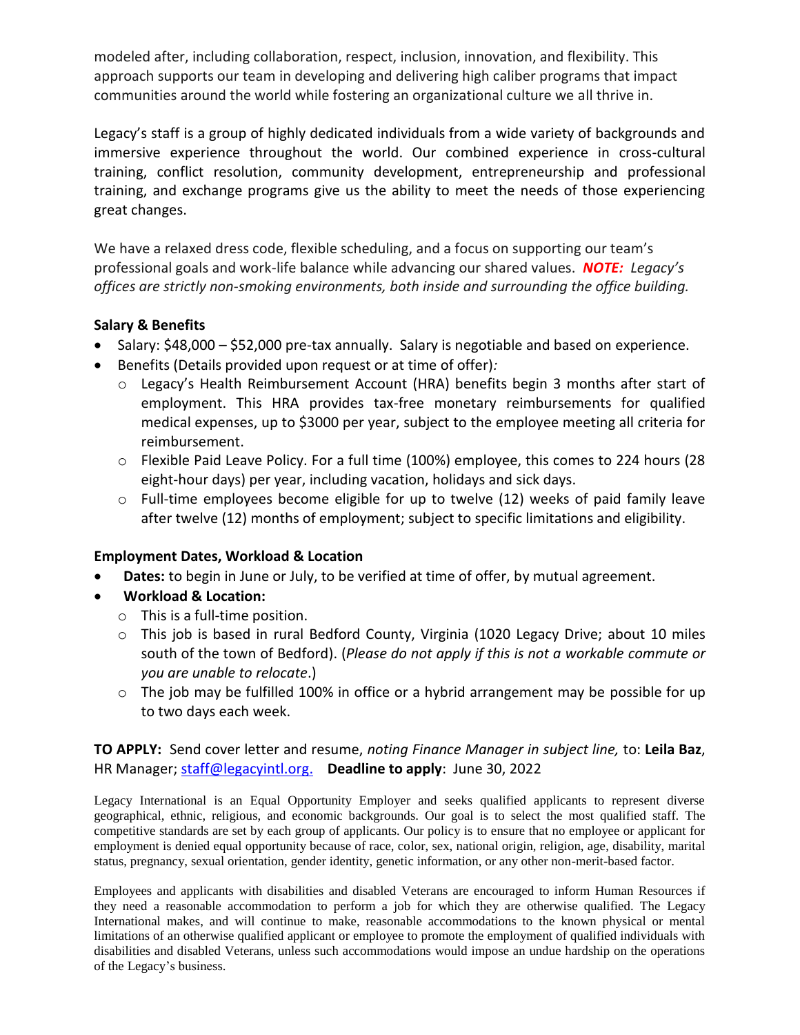modeled after, including collaboration, respect, inclusion, innovation, and flexibility. This approach supports our team in developing and delivering high caliber programs that impact communities around the world while fostering an organizational culture we all thrive in.

Legacy's staff is a group of highly dedicated individuals from a wide variety of backgrounds and immersive experience throughout the world. Our combined experience in cross-cultural training, conflict resolution, community development, entrepreneurship and professional training, and exchange programs give us the ability to meet the needs of those experiencing great changes.

We have a relaxed dress code, flexible scheduling, and a focus on supporting our team's professional goals and work-life balance while advancing our shared values. ***NOTE:*** *Legacy's offices are strictly non-smoking environments, both inside and surrounding the office building.*

**Salary & Benefits**

- Salary: $48,000 – $52,000 pre-tax annually. Salary is negotiable and based on experience.
- Benefits (Details provided upon request or at time of offer)*:*
  - Legacy's Health Reimbursement Account (HRA) benefits begin 3 months after start of employment. This HRA provides tax-free monetary reimbursements for qualified medical expenses, up to $3000 per year, subject to the employee meeting all criteria for reimbursement.
  - Flexible Paid Leave Policy. For a full time (100%) employee, this comes to 224 hours (28 eight-hour days) per year, including vacation, holidays and sick days.
  - Full-time employees become eligible for up to twelve (12) weeks of paid family leave after twelve (12) months of employment; subject to specific limitations and eligibility.

**Employment Dates, Workload & Location**

- **Dates:** to begin in June or July, to be verified at time of offer, by mutual agreement.
- **Workload & Location:**
  - This is a full-time position.
  - This job is based in rural Bedford County, Virginia (1020 Legacy Drive; about 10 miles south of the town of Bedford). (*Please do not apply if this is not a workable commute or you are unable to relocate*.)
  - The job may be fulfilled 100% in office or a hybrid arrangement may be possible for up to two days each week.

**TO APPLY:** Send cover letter and resume, *noting Finance Manager in subject line,* to: **Leila Baz**, HR Manager; staff@legacyintl.org. **Deadline to apply**: June 30, 2022

Legacy International is an Equal Opportunity Employer and seeks qualified applicants to represent diverse geographical, ethnic, religious, and economic backgrounds. Our goal is to select the most qualified staff. The competitive standards are set by each group of applicants. Our policy is to ensure that no employee or applicant for employment is denied equal opportunity because of race, color, sex, national origin, religion, age, disability, marital status, pregnancy, sexual orientation, gender identity, genetic information, or any other non-merit-based factor.

Employees and applicants with disabilities and disabled Veterans are encouraged to inform Human Resources if they need a reasonable accommodation to perform a job for which they are otherwise qualified. The Legacy International makes, and will continue to make, reasonable accommodations to the known physical or mental limitations of an otherwise qualified applicant or employee to promote the employment of qualified individuals with disabilities and disabled Veterans, unless such accommodations would impose an undue hardship on the operations of the Legacy's business.